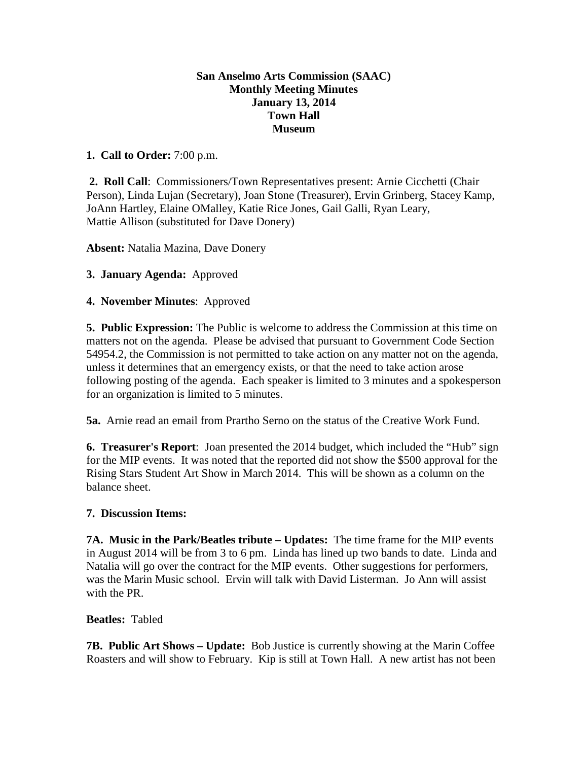**San Anselmo Arts Commission (SAAC)**
**Monthly Meeting Minutes**
**January 13, 2014**
**Town Hall**
**Museum**

**1. Call to Order:** 7:00 p.m.

**2. Roll Call**: Commissioners/Town Representatives present: Arnie Cicchetti (Chair Person), Linda Lujan (Secretary), Joan Stone (Treasurer), Ervin Grinberg, Stacey Kamp, JoAnn Hartley, Elaine OMalley, Katie Rice Jones, Gail Galli, Ryan Leary, Mattie Allison (substituted for Dave Donery)

**Absent:** Natalia Mazina, Dave Donery

**3. January Agenda:** Approved

**4. November Minutes**: Approved

**5. Public Expression:** The Public is welcome to address the Commission at this time on matters not on the agenda. Please be advised that pursuant to Government Code Section 54954.2, the Commission is not permitted to take action on any matter not on the agenda, unless it determines that an emergency exists, or that the need to take action arose following posting of the agenda. Each speaker is limited to 3 minutes and a spokesperson for an organization is limited to 5 minutes.

**5a.** Arnie read an email from Prartho Serno on the status of the Creative Work Fund.

**6. Treasurer's Report**: Joan presented the 2014 budget, which included the "Hub" sign for the MIP events. It was noted that the reported did not show the $500 approval for the Rising Stars Student Art Show in March 2014. This will be shown as a column on the balance sheet.

**7. Discussion Items:**

**7A. Music in the Park/Beatles tribute – Updates:** The time frame for the MIP events in August 2014 will be from 3 to 6 pm. Linda has lined up two bands to date. Linda and Natalia will go over the contract for the MIP events. Other suggestions for performers, was the Marin Music school. Ervin will talk with David Listerman. Jo Ann will assist with the PR.

**Beatles:** Tabled

**7B. Public Art Shows – Update:** Bob Justice is currently showing at the Marin Coffee Roasters and will show to February. Kip is still at Town Hall. A new artist has not been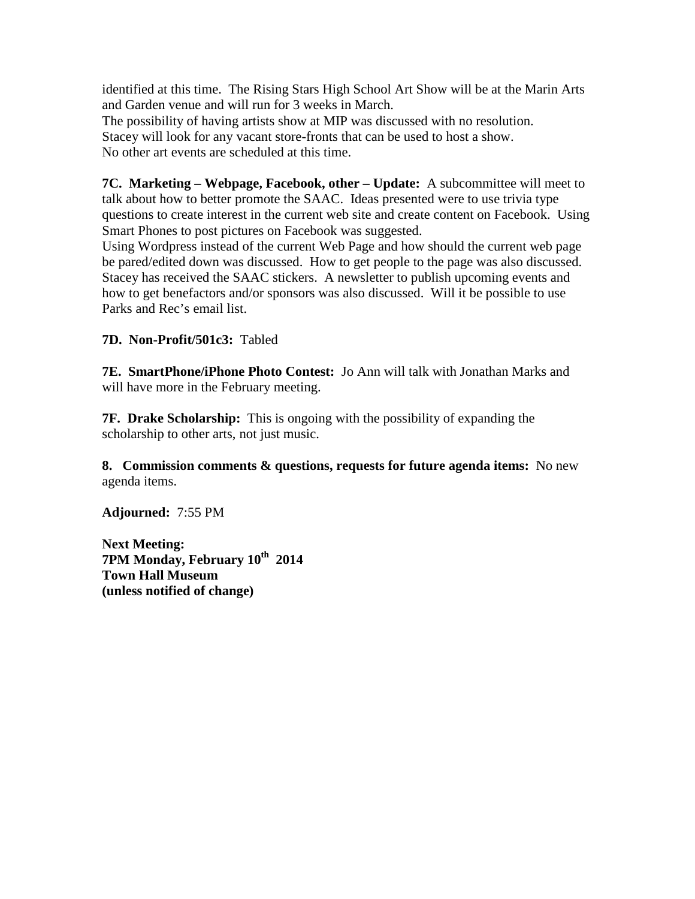identified at this time. The Rising Stars High School Art Show will be at the Marin Arts and Garden venue and will run for 3 weeks in March.
The possibility of having artists show at MIP was discussed with no resolution.
Stacey will look for any vacant store-fronts that can be used to host a show.
No other art events are scheduled at this time.

**7C. Marketing – Webpage, Facebook, other – Update:** A subcommittee will meet to talk about how to better promote the SAAC. Ideas presented were to use trivia type questions to create interest in the current web site and create content on Facebook. Using Smart Phones to post pictures on Facebook was suggested.
Using Wordpress instead of the current Web Page and how should the current web page be pared/edited down was discussed. How to get people to the page was also discussed. Stacey has received the SAAC stickers. A newsletter to publish upcoming events and how to get benefactors and/or sponsors was also discussed. Will it be possible to use Parks and Rec's email list.

**7D. Non-Profit/501c3:** Tabled

**7E. SmartPhone/iPhone Photo Contest:** Jo Ann will talk with Jonathan Marks and will have more in the February meeting.

**7F. Drake Scholarship:** This is ongoing with the possibility of expanding the scholarship to other arts, not just music.

**8. Commission comments & questions, requests for future agenda items:** No new agenda items.

**Adjourned:** 7:55 PM

**Next Meeting:**
**7PM Monday, February 10th 2014**
**Town Hall Museum**
**(unless notified of change)**